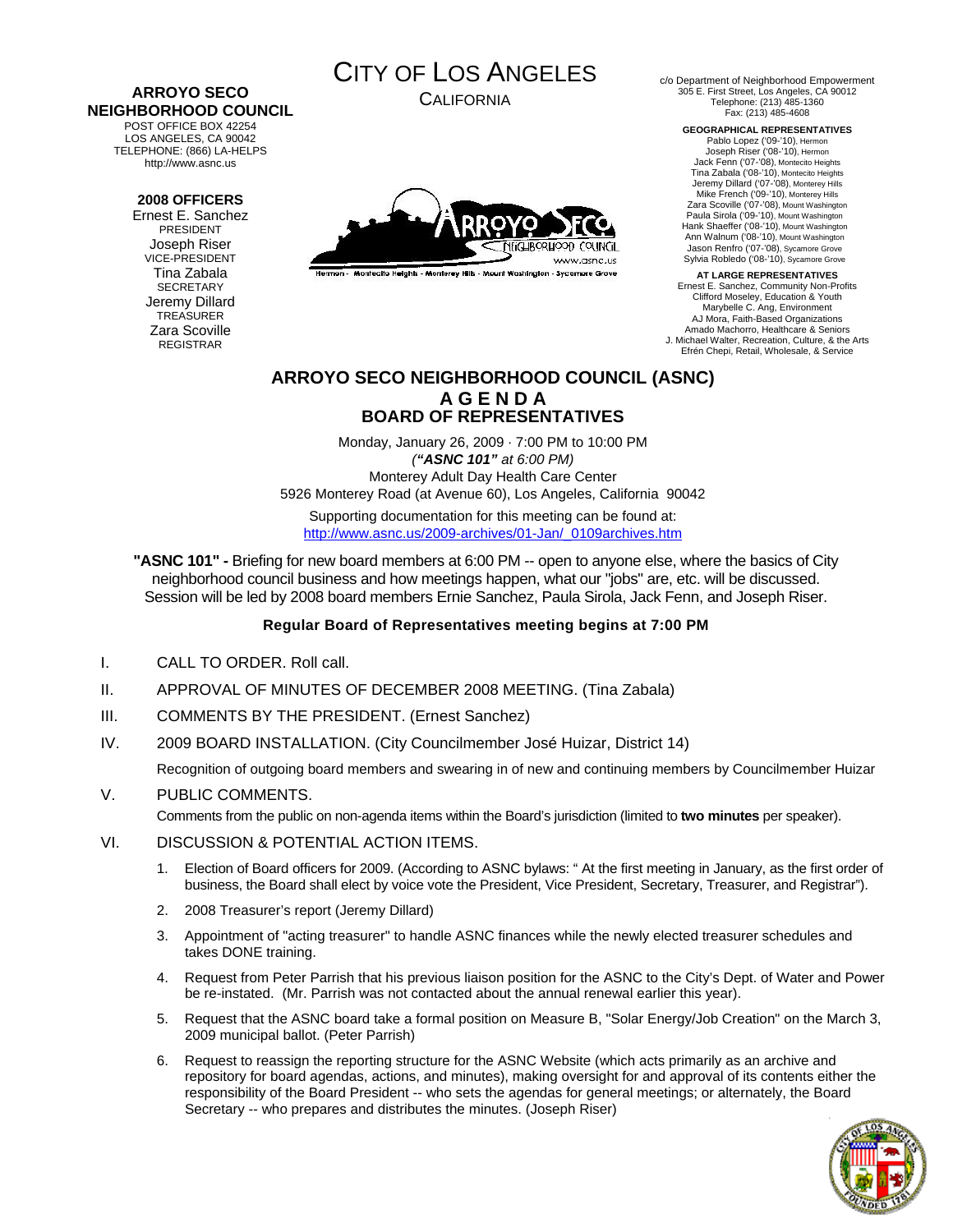**ARROYO SECO NEIGHBORHOOD COUNCIL**
POST OFFICE BOX 42254
LOS ANGELES, CA 90042
TELEPHONE: (866) LA-HELPS
http://www.asnc.us

**2008 OFFICERS**
Ernest E. Sanchez
PRESIDENT
Joseph Riser
VICE-PRESIDENT
Tina Zabala
SECRETARY
Jeremy Dillard
TREASURER
Zara Scoville
REGISTRAR

# CITY OF LOS ANGELES
CALIFORNIA

ARROYO SECO NEIGHBORHOOD COUNCIL
www.asnc.us
Hermon - Montecito Heights - Monterey Hills - Mount Washington - Sycamore Grove

c/o Department of Neighborhood Empowerment
305 E. First Street, Los Angeles, CA 90012
Telephone: (213) 485-1360
Fax: (213) 485-4608

**GEOGRAPHICAL REPRESENTATIVES**
Pablo Lopez ('09-'10), Hermon
Joseph Riser ('08-'10), Hermon
Jack Fenn ('07-'08), Montecito Heights
Tina Zabala ('08-'10), Montecito Heights
Jeremy Dillard ('07-'08), Monterey Hills
Mike French ('09-'10), Monterey Hills
Zara Scoville ('07-'08), Mount Washington
Paula Sirola ('09-'10), Mount Washington
Hank Shaeffer ('08-'10), Mount Washington
Ann Walnum ('08-'10), Mount Washington
Jason Renfro ('07-'08), Sycamore Grove
Sylvia Robledo ('08-'10), Sycamore Grove

**AT LARGE REPRESENTATIVES**
Ernest E. Sanchez, Community Non-Profits
Clifford Moseley, Education & Youth
Marybelle C. Ang, Environment
AJ Mora, Faith-Based Organizations
Amado Machorro, Healthcare & Seniors
J. Michael Walter, Recreation, Culture, & the Arts
Efrén Chepi, Retail, Wholesale, & Service

## ARROYO SECO NEIGHBORHOOD COUNCIL (ASNC)
## A G E N D A
## BOARD OF REPRESENTATIVES

Monday, January 26, 2009 · 7:00 PM to 10:00 PM
*(**"ASNC 101"** at 6:00 PM)*
Monterey Adult Day Health Care Center
5926 Monterey Road (at Avenue 60), Los Angeles, California 90042

Supporting documentation for this meeting can be found at:
http://www.asnc.us/2009-archives/01-Jan/_0109archives.htm

**"ASNC 101" -** Briefing for new board members at 6:00 PM -- open to anyone else, where the basics of City neighborhood council business and how meetings happen, what our "jobs" are, etc. will be discussed. Session will be led by 2008 board members Ernie Sanchez, Paula Sirola, Jack Fenn, and Joseph Riser.

**Regular Board of Representatives meeting begins at 7:00 PM**

I. CALL TO ORDER. Roll call.

II. APPROVAL OF MINUTES OF DECEMBER 2008 MEETING. (Tina Zabala)

III. COMMENTS BY THE PRESIDENT. (Ernest Sanchez)

IV. 2009 BOARD INSTALLATION. (City Councilmember José Huizar, District 14)

Recognition of outgoing board members and swearing in of new and continuing members by Councilmember Huizar

V. PUBLIC COMMENTS.

Comments from the public on non-agenda items within the Board's jurisdiction (limited to **two minutes** per speaker).

VI. DISCUSSION & POTENTIAL ACTION ITEMS.

1. Election of Board officers for 2009. (According to ASNC bylaws: " At the first meeting in January, as the first order of business, the Board shall elect by voice vote the President, Vice President, Secretary, Treasurer, and Registrar").
2. 2008 Treasurer's report (Jeremy Dillard)
3. Appointment of "acting treasurer" to handle ASNC finances while the newly elected treasurer schedules and takes DONE training.
4. Request from Peter Parrish that his previous liaison position for the ASNC to the City's Dept. of Water and Power be re-instated. (Mr. Parrish was not contacted about the annual renewal earlier this year).
5. Request that the ASNC board take a formal position on Measure B, "Solar Energy/Job Creation" on the March 3, 2009 municipal ballot. (Peter Parrish)
6. Request to reassign the reporting structure for the ASNC Website (which acts primarily as an archive and repository for board agendas, actions, and minutes), making oversight for and approval of its contents either the responsibility of the Board President -- who sets the agendas for general meetings; or alternately, the Board Secretary -- who prepares and distributes the minutes. (Joseph Riser)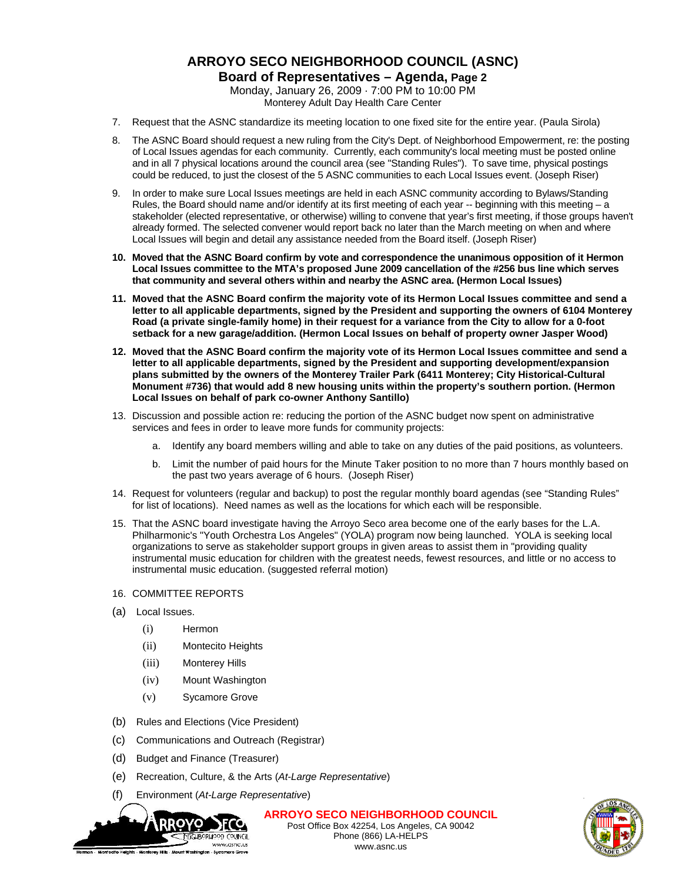7. Request that the ASNC standardize its meeting location to one fixed site for the entire year. (Paula Sirola)

8. The ASNC Board should request a new ruling from the City's Dept. of Neighborhood Empowerment, re: the posting of Local Issues agendas for each community. Currently, each community's local meeting must be posted online and in all 7 physical locations around the council area (see "Standing Rules"). To save time, physical postings could be reduced, to just the closest of the 5 ASNC communities to each Local Issues event. (Joseph Riser)

9. In order to make sure Local Issues meetings are held in each ASNC community according to Bylaws/Standing Rules, the Board should name and/or identify at its first meeting of each year -- beginning with this meeting – a stakeholder (elected representative, or otherwise) willing to convene that year's first meeting, if those groups haven't already formed. The selected convener would report back no later than the March meeting on when and where Local Issues will begin and detail any assistance needed from the Board itself. (Joseph Riser)

**10. Moved that the ASNC Board confirm by vote and correspondence the unanimous opposition of it Hermon Local Issues committee to the MTA's proposed June 2009 cancellation of the #256 bus line which serves that community and several others within and nearby the ASNC area. (Hermon Local Issues)**

**11. Moved that the ASNC Board confirm the majority vote of its Hermon Local Issues committee and send a letter to all applicable departments, signed by the President and supporting the owners of 6104 Monterey Road (a private single-family home) in their request for a variance from the City to allow for a 0-foot setback for a new garage/addition. (Hermon Local Issues on behalf of property owner Jasper Wood)**

**12. Moved that the ASNC Board confirm the majority vote of its Hermon Local Issues committee and send a letter to all applicable departments, signed by the President and supporting development/expansion plans submitted by the owners of the Monterey Trailer Park (6411 Monterey; City Historical-Cultural Monument #736) that would add 8 new housing units within the property's southern portion. (Hermon Local Issues on behalf of park co-owner Anthony Santillo)**

13. Discussion and possible action re: reducing the portion of the ASNC budget now spent on administrative services and fees in order to leave more funds for community projects:

    a. Identify any board members willing and able to take on any duties of the paid positions, as volunteers.

    b. Limit the number of paid hours for the Minute Taker position to no more than 7 hours monthly based on the past two years average of 6 hours. (Joseph Riser)

14. Request for volunteers (regular and backup) to post the regular monthly board agendas (see "Standing Rules" for list of locations). Need names as well as the locations for which each will be responsible.

15. That the ASNC board investigate having the Arroyo Seco area become one of the early bases for the L.A. Philharmonic's "Youth Orchestra Los Angeles" (YOLA) program now being launched. YOLA is seeking local organizations to serve as stakeholder support groups in given areas to assist them in "providing quality instrumental music education for children with the greatest needs, fewest resources, and little or no access to instrumental music education. (suggested referral motion)

16. COMMITTEE REPORTS

(a) Local Issues.

 (i) Hermon

 (ii) Montecito Heights

 (iii) Monterey Hills

 (iv) Mount Washington

 (v) Sycamore Grove

(b) Rules and Elections (Vice President)

(c) Communications and Outreach (Registrar)

(d) Budget and Finance (Treasurer)

(e) Recreation, Culture, & the Arts (*At-Large Representative*)

(f) Environment (*At-Large Representative*)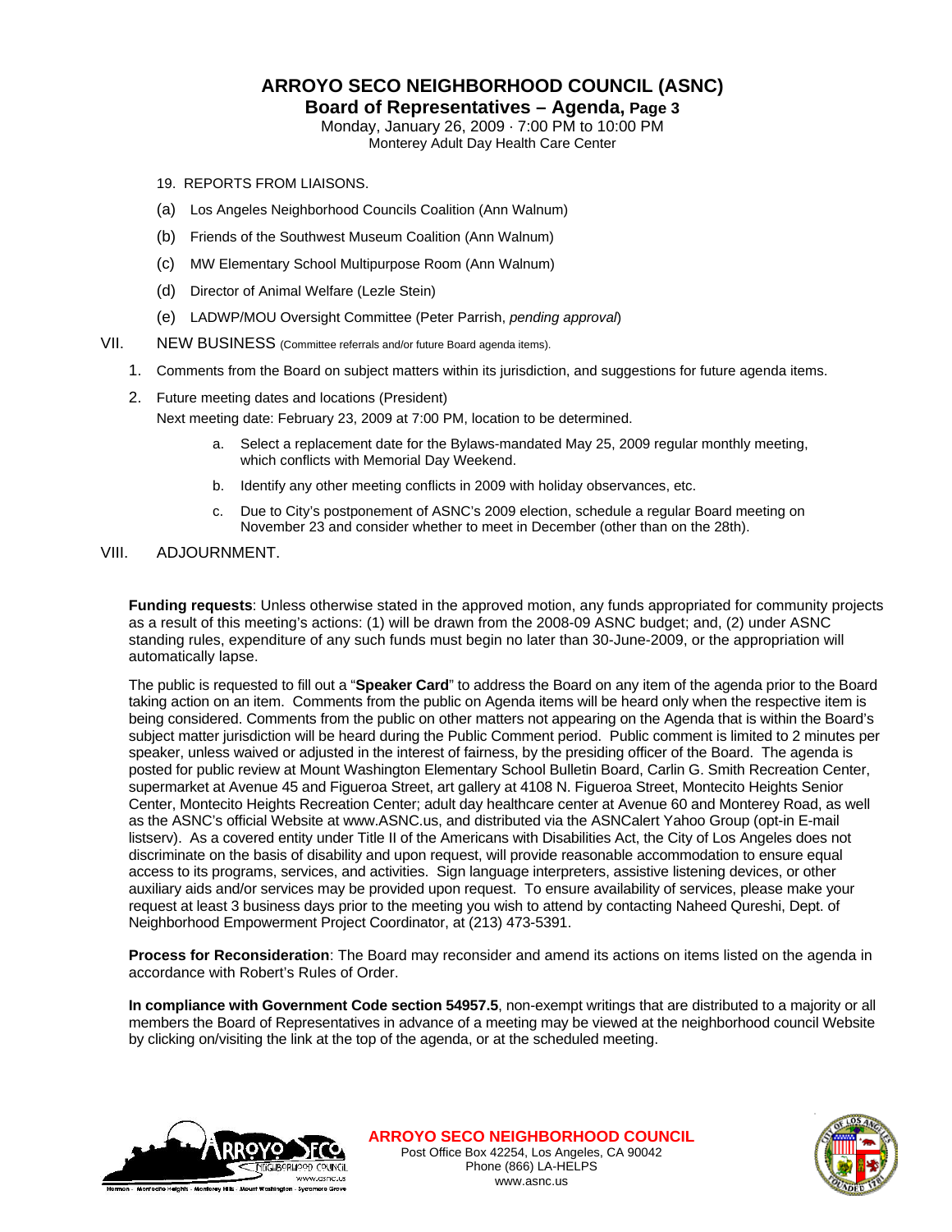# ARROYO SECO NEIGHBORHOOD COUNCIL (ASNC)

## Board of Representatives – Agenda, Page 3

Monday, January 26, 2009 · 7:00 PM to 10:00 PM
Monterey Adult Day Health Care Center

19. REPORTS FROM LIAISONS.

(a) Los Angeles Neighborhood Councils Coalition (Ann Walnum)

(b) Friends of the Southwest Museum Coalition (Ann Walnum)

(c) MW Elementary School Multipurpose Room (Ann Walnum)

(d) Director of Animal Welfare (Lezle Stein)

(e) LADWP/MOU Oversight Committee (Peter Parrish, *pending approval*)

VII. NEW BUSINESS (Committee referrals and/or future Board agenda items).

1. Comments from the Board on subject matters within its jurisdiction, and suggestions for future agenda items.
2. Future meeting dates and locations (President)
   Next meeting date: February 23, 2009 at 7:00 PM, location to be determined.
   a. Select a replacement date for the Bylaws-mandated May 25, 2009 regular monthly meeting, which conflicts with Memorial Day Weekend.
   b. Identify any other meeting conflicts in 2009 with holiday observances, etc.
   c. Due to City's postponement of ASNC's 2009 election, schedule a regular Board meeting on November 23 and consider whether to meet in December (other than on the 28th).

VIII. ADJOURNMENT.

**Funding requests**: Unless otherwise stated in the approved motion, any funds appropriated for community projects as a result of this meeting's actions: (1) will be drawn from the 2008-09 ASNC budget; and, (2) under ASNC standing rules, expenditure of any such funds must begin no later than 30-June-2009, or the appropriation will automatically lapse.

The public is requested to fill out a "**Speaker Card**" to address the Board on any item of the agenda prior to the Board taking action on an item. Comments from the public on Agenda items will be heard only when the respective item is being considered. Comments from the public on other matters not appearing on the Agenda that is within the Board's subject matter jurisdiction will be heard during the Public Comment period. Public comment is limited to 2 minutes per speaker, unless waived or adjusted in the interest of fairness, by the presiding officer of the Board. The agenda is posted for public review at Mount Washington Elementary School Bulletin Board, Carlin G. Smith Recreation Center, supermarket at Avenue 45 and Figueroa Street, art gallery at 4108 N. Figueroa Street, Montecito Heights Senior Center, Montecito Heights Recreation Center; adult day healthcare center at Avenue 60 and Monterey Road, as well as the ASNC's official Website at www.ASNC.us, and distributed via the ASNCalert Yahoo Group (opt-in E-mail listserv). As a covered entity under Title II of the Americans with Disabilities Act, the City of Los Angeles does not discriminate on the basis of disability and upon request, will provide reasonable accommodation to ensure equal access to its programs, services, and activities. Sign language interpreters, assistive listening devices, or other auxiliary aids and/or services may be provided upon request. To ensure availability of services, please make your request at least 3 business days prior to the meeting you wish to attend by contacting Naheed Qureshi, Dept. of Neighborhood Empowerment Project Coordinator, at (213) 473-5391.

**Process for Reconsideration**: The Board may reconsider and amend its actions on items listed on the agenda in accordance with Robert's Rules of Order.

**In compliance with Government Code section 54957.5**, non-exempt writings that are distributed to a majority or all members the Board of Representatives in advance of a meeting may be viewed at the neighborhood council Website by clicking on/visiting the link at the top of the agenda, or at the scheduled meeting.

**ARROYO SECO NEIGHBORHOOD COUNCIL**
Post Office Box 42254, Los Angeles, CA 90042
Phone (866) LA-HELPS
www.asnc.us